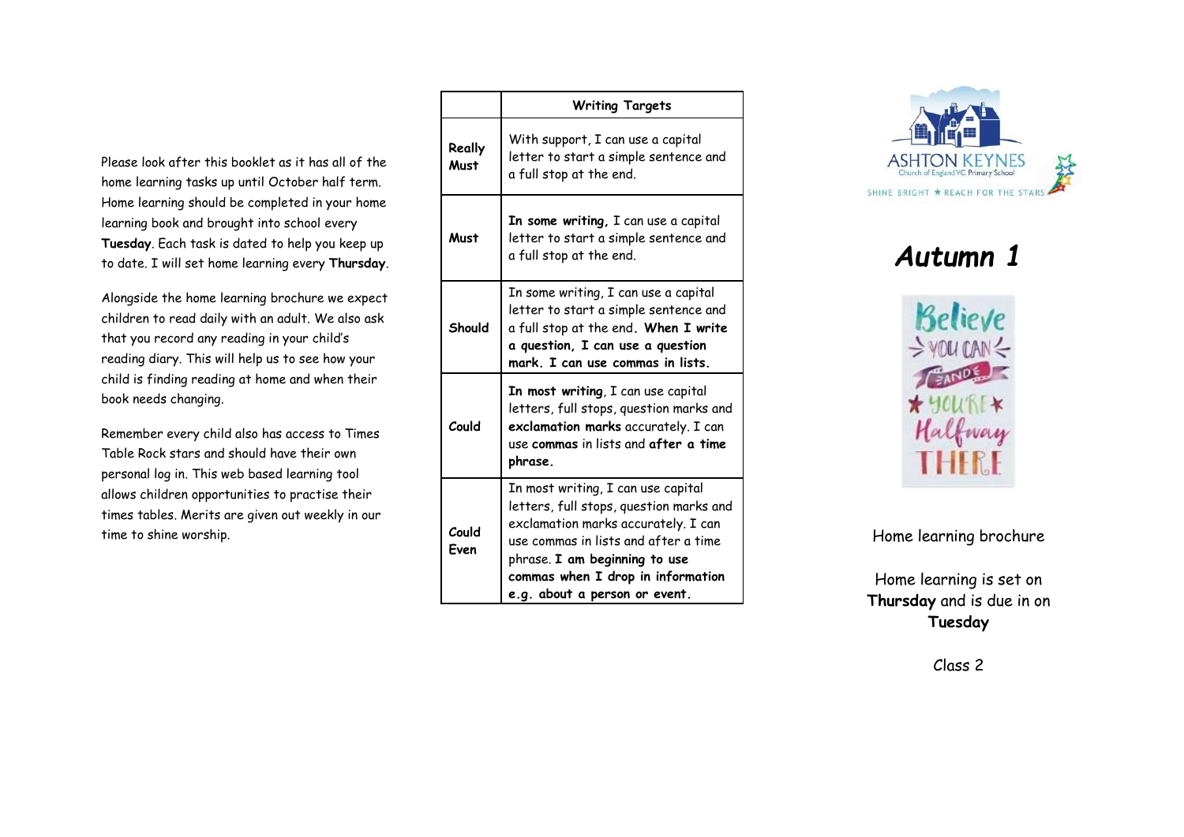Please look after this booklet as it has all of the home learning tasks up until October half term. Home learning should be completed in your home learning book and brought into school every **Tuesday**. Each task is dated to help you keep up to date. I will set home learning every **Thursday**.

Alongside the home learning brochure we expect children to read daily with an adult. We also ask that you record any reading in your child's reading diary. This will help us to see how your child is finding reading at home and when their book needs changing.

Remember every child also has access to Times Table Rock stars and should have their own personal log in. This web based learning tool allows children opportunities to practise their times tables. Merits are given out weekly in our time to shine worship.

| | **Writing Targets** |
|---|---|
| **Really Must** | With support, I can use a capital letter to start a simple sentence and a full stop at the end. |
| **Must** | **In some writing,** I can use a capital letter to start a simple sentence and a full stop at the end. |
| **Should** | In some writing, I can use a capital letter to start a simple sentence and a full stop at the end. **When I write a question, I can use a question mark. I can use commas in lists.** |
| **Could** | **In most writing**, I can use capital letters, full stops, question marks and **exclamation marks** accurately. I can use **commas** in lists and **after a time phrase.** |
| **Could Even** | In most writing, I can use capital letters, full stops, question marks and exclamation marks accurately. I can use commas in lists and after a time phrase. **I am beginning to use commas when I drop in information e.g. about a person or event.** |

ASHTON KEYNES Church of England VC Primary School

SHINE BRIGHT ★ REACH FOR THE STARS

# *Autumn 1*

Believe you can and you're halfway there

Home learning brochure

Home learning is set on **Thursday** and is due in on **Tuesday**

Class 2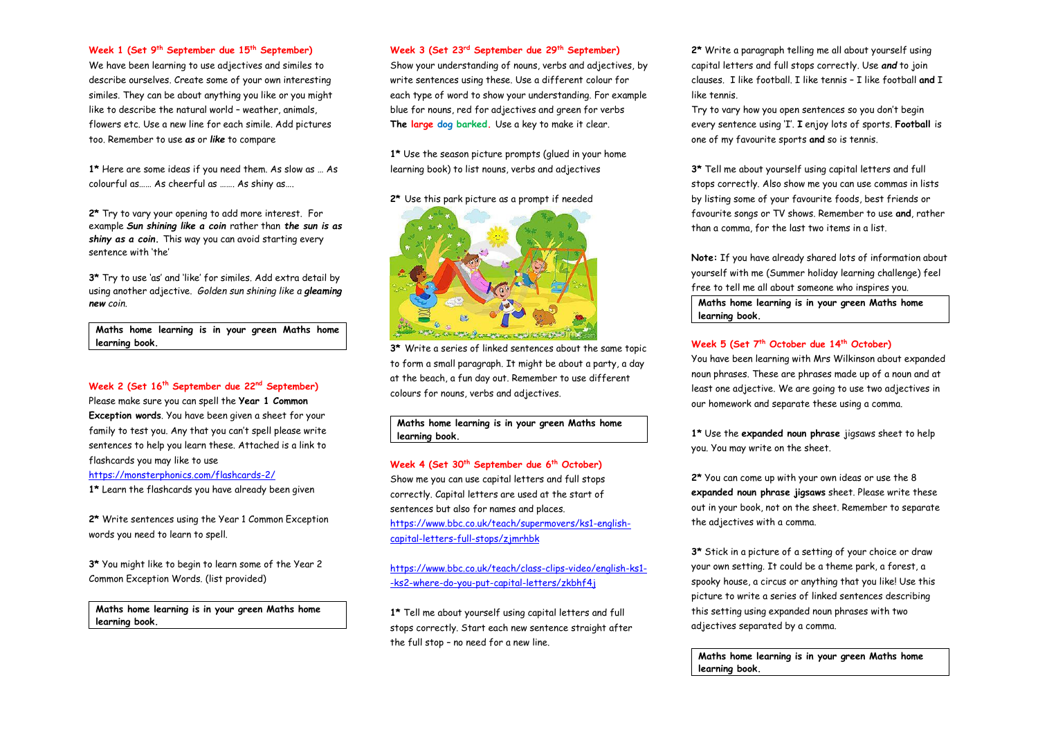## Week 1 (Set 9th September due 15th September)

We have been learning to use adjectives and similes to describe ourselves. Create some of your own interesting similes. They can be about anything you like or you might like to describe the natural world – weather, animals, flowers etc. Use a new line for each simile. Add pictures too. Remember to use ***as*** or ***like*** to compare

**1*** Here are some ideas if you need them. As slow as … As colourful as…… As cheerful as ……. As shiny as….

**2*** Try to vary your opening to add more interest. For example ***Sun shining like a coin*** rather than ***the sun is as shiny as a coin.*** This way you can avoid starting every sentence with 'the'

**3*** Try to use 'as' and 'like' for similes. Add extra detail by using another adjective. *Golden sun shining like a **gleaming new** coin.*

**Maths home learning is in your green Maths home learning book.**

## Week 2 (Set 16th September due 22nd September)

Please make sure you can spell the **Year 1 Common Exception words**. You have been given a sheet for your family to test you. Any that you can't spell please write sentences to help you learn these. Attached is a link to flashcards you may like to use

https://monsterphonics.com/flashcards-2/

**1*** Learn the flashcards you have already been given

**2*** Write sentences using the Year 1 Common Exception words you need to learn to spell.

**3*** You might like to begin to learn some of the Year 2 Common Exception Words. (list provided)

**Maths home learning is in your green Maths home learning book.**

## Week 3 (Set 23rd September due 29th September)

Show your understanding of nouns, verbs and adjectives, by write sentences using these. Use a different colour for each type of word to show your understanding. For example blue for nouns, red for adjectives and green for verbs **The large dog barked.** Use a key to make it clear.

**1*** Use the season picture prompts (glued in your home learning book) to list nouns, verbs and adjectives

**2*** Use this park picture as a prompt if needed

**3*** Write a series of linked sentences about the same topic to form a small paragraph. It might be about a party, a day at the beach, a fun day out. Remember to use different colours for nouns, verbs and adjectives.

**Maths home learning is in your green Maths home learning book.**

## Week 4 (Set 30th September due 6th October)

Show me you can use capital letters and full stops correctly. Capital letters are used at the start of sentences but also for names and places.

https://www.bbc.co.uk/teach/supermovers/ks1-english-capital-letters-full-stops/zjmrhbk

https://www.bbc.co.uk/teach/class-clips-video/english-ks1--ks2-where-do-you-put-capital-letters/zkbhf4j

**1*** Tell me about yourself using capital letters and full stops correctly. Start each new sentence straight after the full stop – no need for a new line.

**2*** Write a paragraph telling me all about yourself using capital letters and full stops correctly. Use ***and*** to join clauses. I like football. I like tennis – I like football **and** I like tennis.

Try to vary how you open sentences so you don't begin every sentence using 'I'. **I** enjoy lots of sports. **Football** is one of my favourite sports **and** so is tennis.

**3*** Tell me about yourself using capital letters and full stops correctly. Also show me you can use commas in lists by listing some of your favourite foods, best friends or favourite songs or TV shows. Remember to use **and**, rather than a comma, for the last two items in a list.

**Note:** If you have already shared lots of information about yourself with me (Summer holiday learning challenge) feel free to tell me all about someone who inspires you.

**Maths home learning is in your green Maths home learning book.**

## Week 5 (Set 7th October due 14th October)

You have been learning with Mrs Wilkinson about expanded noun phrases. These are phrases made up of a noun and at least one adjective. We are going to use two adjectives in our homework and separate these using a comma.

**1*** Use the **expanded noun phrase** jigsaws sheet to help you. You may write on the sheet.

**2*** You can come up with your own ideas or use the 8 **expanded noun phrase jigsaws** sheet. Please write these out in your book, not on the sheet. Remember to separate the adjectives with a comma.

**3*** Stick in a picture of a setting of your choice or draw your own setting. It could be a theme park, a forest, a spooky house, a circus or anything that you like! Use this picture to write a series of linked sentences describing this setting using expanded noun phrases with two adjectives separated by a comma.

**Maths home learning is in your green Maths home learning book.**